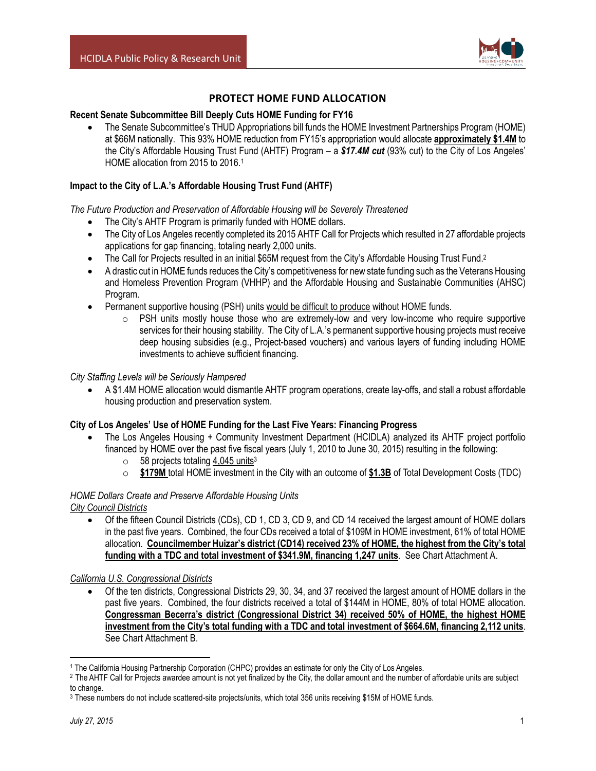# PROTECT HOME FUND ALLOCATION

## Recent Senate Subcommittee Bill Deeply Cuts HOME Funding for FY16

- The Senate Subcommittee's THUD Appropriations bill funds the HOME Investment Partnerships Program (HOME) at $66M nationally. This 93% HOME reduction from FY15's appropriation would allocate **approximately $1.4M** to the City's Affordable Housing Trust Fund (AHTF) Program – a ***$17.4M cut*** (93% cut) to the City of Los Angeles' HOME allocation from 2015 to 2016.[1]

## Impact to the City of L.A.'s Affordable Housing Trust Fund (AHTF)

*The Future Production and Preservation of Affordable Housing will be Severely Threatened*

- The City's AHTF Program is primarily funded with HOME dollars.
- The City of Los Angeles recently completed its 2015 AHTF Call for Projects which resulted in 27 affordable projects applications for gap financing, totaling nearly 2,000 units.
- The Call for Projects resulted in an initial $65M request from the City's Affordable Housing Trust Fund.[2]
- A drastic cut in HOME funds reduces the City's competitiveness for new state funding such as the Veterans Housing and Homeless Prevention Program (VHHP) and the Affordable Housing and Sustainable Communities (AHSC) Program.
- Permanent supportive housing (PSH) units would be difficult to produce without HOME funds.
  - PSH units mostly house those who are extremely-low and very low-income who require supportive services for their housing stability. The City of L.A.'s permanent supportive housing projects must receive deep housing subsidies (e.g., Project-based vouchers) and various layers of funding including HOME investments to achieve sufficient financing.

*City Staffing Levels will be Seriously Hampered*

- A $1.4M HOME allocation would dismantle AHTF program operations, create lay-offs, and stall a robust affordable housing production and preservation system.

## City of Los Angeles' Use of HOME Funding for the Last Five Years: Financing Progress

- The Los Angeles Housing + Community Investment Department (HCIDLA) analyzed its AHTF project portfolio financed by HOME over the past five fiscal years (July 1, 2010 to June 30, 2015) resulting in the following:
  - 58 projects totaling 4,045 units[3]
  - **$179M** total HOME investment in the City with an outcome of **$1.3B** of Total Development Costs (TDC)

*HOME Dollars Create and Preserve Affordable Housing Units*

*City Council Districts*

- Of the fifteen Council Districts (CDs), CD 1, CD 3, CD 9, and CD 14 received the largest amount of HOME dollars in the past five years. Combined, the four CDs received a total of $109M in HOME investment, 61% of total HOME allocation. **Councilmember Huizar's district (CD14) received 23% of HOME, the highest from the City's total funding with a TDC and total investment of $341.9M, financing 1,247 units**. See Chart Attachment A.

*California U.S. Congressional Districts*

- Of the ten districts, Congressional Districts 29, 30, 34, and 37 received the largest amount of HOME dollars in the past five years. Combined, the four districts received a total of $144M in HOME, 80% of total HOME allocation. **Congressman Becerra's district (Congressional District 34) received 50% of HOME, the highest HOME investment from the City's total funding with a TDC and total investment of $664.6M, financing 2,112 units**. See Chart Attachment B.

---

[1] The California Housing Partnership Corporation (CHPC) provides an estimate for only the City of Los Angeles.

[2] The AHTF Call for Projects awardee amount is not yet finalized by the City, the dollar amount and the number of affordable units are subject to change.

[3] These numbers do not include scattered-site projects/units, which total 356 units receiving $15M of HOME funds.

*July 27, 2015*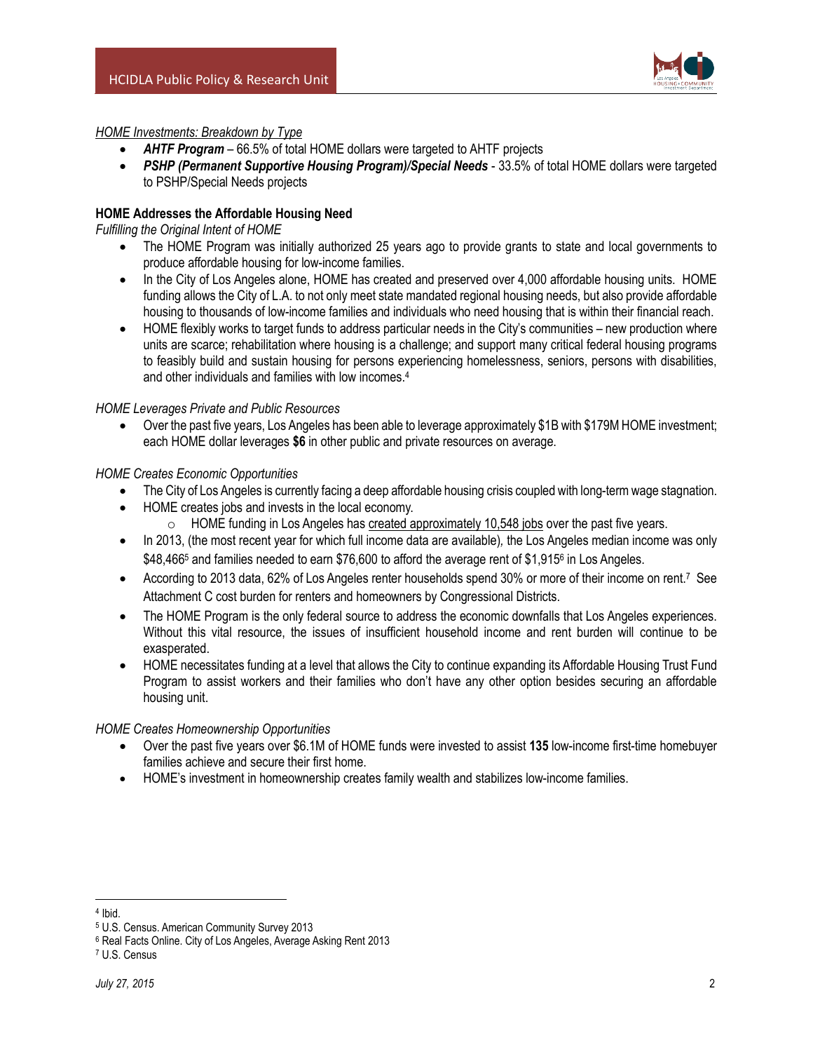*HOME Investments: Breakdown by Type*

- ***AHTF Program*** – 66.5% of total HOME dollars were targeted to AHTF projects
- ***PSHP (Permanent Supportive Housing Program)/Special Needs*** - 33.5% of total HOME dollars were targeted to PSHP/Special Needs projects

**HOME Addresses the Affordable Housing Need**

*Fulfilling the Original Intent of HOME*

- The HOME Program was initially authorized 25 years ago to provide grants to state and local governments to produce affordable housing for low-income families.
- In the City of Los Angeles alone, HOME has created and preserved over 4,000 affordable housing units. HOME funding allows the City of L.A. to not only meet state mandated regional housing needs, but also provide affordable housing to thousands of low-income families and individuals who need housing that is within their financial reach.
- HOME flexibly works to target funds to address particular needs in the City's communities – new production where units are scarce; rehabilitation where housing is a challenge; and support many critical federal housing programs to feasibly build and sustain housing for persons experiencing homelessness, seniors, persons with disabilities, and other individuals and families with low incomes.[4]

*HOME Leverages Private and Public Resources*

- Over the past five years, Los Angeles has been able to leverage approximately $1B with $179M HOME investment; each HOME dollar leverages **$6** in other public and private resources on average.

*HOME Creates Economic Opportunities*

- The City of Los Angeles is currently facing a deep affordable housing crisis coupled with long-term wage stagnation.
- HOME creates jobs and invests in the local economy.
  - HOME funding in Los Angeles has created approximately 10,548 jobs over the past five years.
- In 2013, (the most recent year for which full income data are available), the Los Angeles median income was only $48,466[5] and families needed to earn $76,600 to afford the average rent of $1,915[6] in Los Angeles.
- According to 2013 data, 62% of Los Angeles renter households spend 30% or more of their income on rent.[7] See Attachment C cost burden for renters and homeowners by Congressional Districts.
- The HOME Program is the only federal source to address the economic downfalls that Los Angeles experiences. Without this vital resource, the issues of insufficient household income and rent burden will continue to be exasperated.
- HOME necessitates funding at a level that allows the City to continue expanding its Affordable Housing Trust Fund Program to assist workers and their families who don't have any other option besides securing an affordable housing unit.

*HOME Creates Homeownership Opportunities*

- Over the past five years over $6.1M of HOME funds were invested to assist **135** low-income first-time homebuyer families achieve and secure their first home.
- HOME's investment in homeownership creates family wealth and stabilizes low-income families.

---

[4] Ibid.
[5] U.S. Census. American Community Survey 2013
[6] Real Facts Online. City of Los Angeles, Average Asking Rent 2013
[7] U.S. Census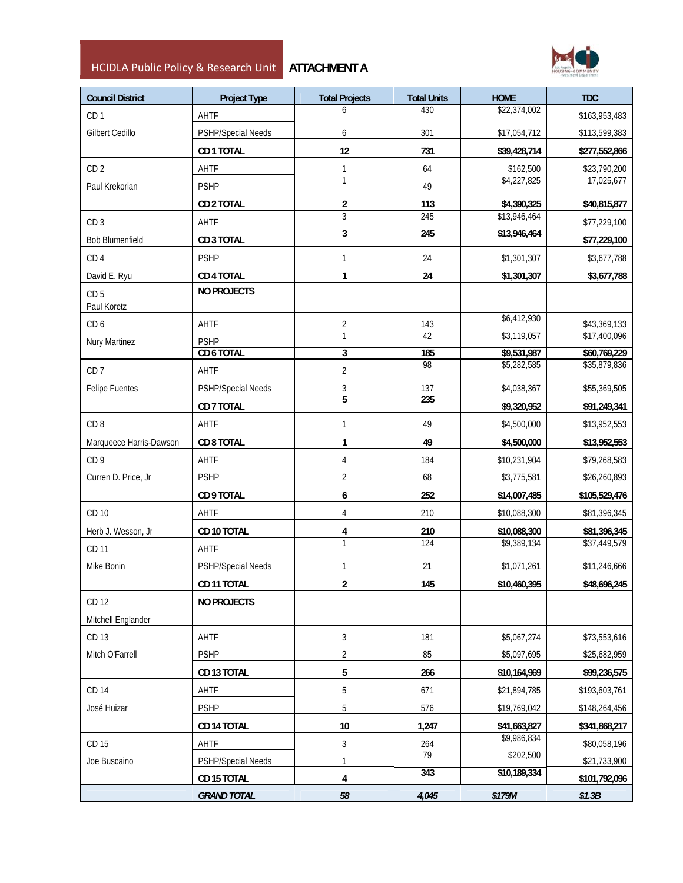HCIDLA Public Policy & Research Unit **ATTACHMENT A**

| Council District | Project Type | Total Projects | Total Units | HOME | TDC |
|---|---|---|---|---|---|
| CD 1 | AHTF | 6 | 430 | $22,374,002 | $163,953,483 |
| Gilbert Cedillo | PSHP/Special Needs | 6 | 301 | $17,054,712 | $113,599,383 |
| | **CD 1 TOTAL** | **12** | **731** | **$39,428,714** | **$277,552,866** |
| CD 2 | AHTF | 1 | 64 | $162,500 | $23,790,200 |
| Paul Krekorian | PSHP | 1 | 49 | $4,227,825 | 17,025,677 |
| | **CD 2 TOTAL** | **2** | **113** | **$4,390,325** | **$40,815,877** |
| CD 3 | AHTF | 3 | 245 | $13,946,464 | $77,229,100 |
| Bob Blumenfield | **CD 3 TOTAL** | **3** | **245** | **$13,946,464** | **$77,229,100** |
| CD 4 | PSHP | 1 | 24 | $1,301,307 | $3,677,788 |
| David E. Ryu | **CD 4 TOTAL** | **1** | **24** | **$1,301,307** | **$3,677,788** |
| CD 5 Paul Koretz | **NO PROJECTS** | | | | |
| CD 6 | AHTF | 2 | 143 | $6,412,930 | $43,369,133 |
| Nury Martinez | PSHP | 1 | 42 | $3,119,057 | $17,400,096 |
| | **CD 6 TOTAL** | **3** | **185** | **$9,531,987** | **$60,769,229** |
| CD 7 | AHTF | 2 | 98 | $5,282,585 | $35,879,836 |
| Felipe Fuentes | PSHP/Special Needs | 3 | 137 | $4,038,367 | $55,369,505 |
| | **CD 7 TOTAL** | **5** | **235** | **$9,320,952** | **$91,249,341** |
| CD 8 | AHTF | 1 | 49 | $4,500,000 | $13,952,553 |
| Marqueece Harris-Dawson | **CD 8 TOTAL** | **1** | **49** | **$4,500,000** | **$13,952,553** |
| CD 9 | AHTF | 4 | 184 | $10,231,904 | $79,268,583 |
| Curren D. Price, Jr | PSHP | 2 | 68 | $3,775,581 | $26,260,893 |
| | **CD 9 TOTAL** | **6** | **252** | **$14,007,485** | **$105,529,476** |
| CD 10 | AHTF | 4 | 210 | $10,088,300 | $81,396,345 |
| Herb J. Wesson, Jr | **CD 10 TOTAL** | **4** | **210** | **$10,088,300** | **$81,396,345** |
| CD 11 | AHTF | 1 | 124 | $9,389,134 | $37,449,579 |
| Mike Bonin | PSHP/Special Needs | 1 | 21 | $1,071,261 | $11,246,666 |
| | **CD 11 TOTAL** | **2** | **145** | **$10,460,395** | **$48,696,245** |
| CD 12 Mitchell Englander | **NO PROJECTS** | | | | |
| CD 13 | AHTF | 3 | 181 | $5,067,274 | $73,553,616 |
| Mitch O'Farrell | PSHP | 2 | 85 | $5,097,695 | $25,682,959 |
| | **CD 13 TOTAL** | **5** | **266** | **$10,164,969** | **$99,236,575** |
| CD 14 | AHTF | 5 | 671 | $21,894,785 | $193,603,761 |
| José Huizar | PSHP | 5 | 576 | $19,769,042 | $148,264,456 |
| | **CD 14 TOTAL** | **10** | **1,247** | **$41,663,827** | **$341,868,217** |
| CD 15 | AHTF | 3 | 264 | $9,986,834 | $80,058,196 |
| Joe Buscaino | PSHP/Special Needs | 1 | 79 | $202,500 | $21,733,900 |
| | **CD 15 TOTAL** | **4** | **343** | **$10,189,334** | **$101,792,096** |
| | ***GRAND TOTAL*** | ***58*** | ***4,045*** | ***$179M*** | ***$1.3B*** |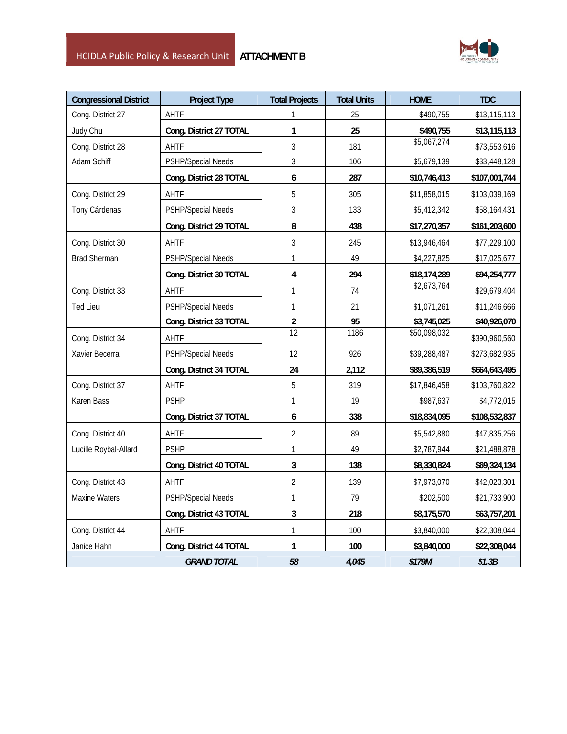HCIDLA Public Policy & Research Unit **ATTACHMENT B**

| Congressional District | Project Type | Total Projects | Total Units | HOME | TDC |
|---|---|---|---|---|---|
| Cong. District 27 | AHTF | 1 | 25 | $490,755 | $13,115,113 |
| Judy Chu | **Cong. District 27 TOTAL** | **1** | **25** | **$490,755** | **$13,115,113** |
| Cong. District 28 | AHTF | 3 | 181 | $5,067,274 | $73,553,616 |
| Adam Schiff | PSHP/Special Needs | 3 | 106 | $5,679,139 | $33,448,128 |
| | **Cong. District 28 TOTAL** | **6** | **287** | **$10,746,413** | **$107,001,744** |
| Cong. District 29 | AHTF | 5 | 305 | $11,858,015 | $103,039,169 |
| Tony Cárdenas | PSHP/Special Needs | 3 | 133 | $5,412,342 | $58,164,431 |
| | **Cong. District 29 TOTAL** | **8** | **438** | **$17,270,357** | **$161,203,600** |
| Cong. District 30 | AHTF | 3 | 245 | $13,946,464 | $77,229,100 |
| Brad Sherman | PSHP/Special Needs | 1 | 49 | $4,227,825 | $17,025,677 |
| | **Cong. District 30 TOTAL** | **4** | **294** | **$18,174,289** | **$94,254,777** |
| Cong. District 33 | AHTF | 1 | 74 | $2,673,764 | $29,679,404 |
| Ted Lieu | PSHP/Special Needs | 1 | 21 | $1,071,261 | $11,246,666 |
| | **Cong. District 33 TOTAL** | **2** | **95** | **$3,745,025** | **$40,926,070** |
| Cong. District 34 | AHTF | 12 | 1186 | $50,098,032 | $390,960,560 |
| Xavier Becerra | PSHP/Special Needs | 12 | 926 | $39,288,487 | $273,682,935 |
| | **Cong. District 34 TOTAL** | **24** | **2,112** | **$89,386,519** | **$664,643,495** |
| Cong. District 37 | AHTF | 5 | 319 | $17,846,458 | $103,760,822 |
| Karen Bass | PSHP | 1 | 19 | $987,637 | $4,772,015 |
| | **Cong. District 37 TOTAL** | **6** | **338** | **$18,834,095** | **$108,532,837** |
| Cong. District 40 | AHTF | 2 | 89 | $5,542,880 | $47,835,256 |
| Lucille Roybal-Allard | PSHP | 1 | 49 | $2,787,944 | $21,488,878 |
| | **Cong. District 40 TOTAL** | **3** | **138** | **$8,330,824** | **$69,324,134** |
| Cong. District 43 | AHTF | 2 | 139 | $7,973,070 | $42,023,301 |
| Maxine Waters | PSHP/Special Needs | 1 | 79 | $202,500 | $21,733,900 |
| | **Cong. District 43 TOTAL** | **3** | **218** | **$8,175,570** | **$63,757,201** |
| Cong. District 44 | AHTF | 1 | 100 | $3,840,000 | $22,308,044 |
| Janice Hahn | **Cong. District 44 TOTAL** | **1** | **100** | **$3,840,000** | **$22,308,044** |
| | ***GRAND TOTAL*** | ***58*** | ***4,045*** | ***$179M*** | ***$1.3B*** |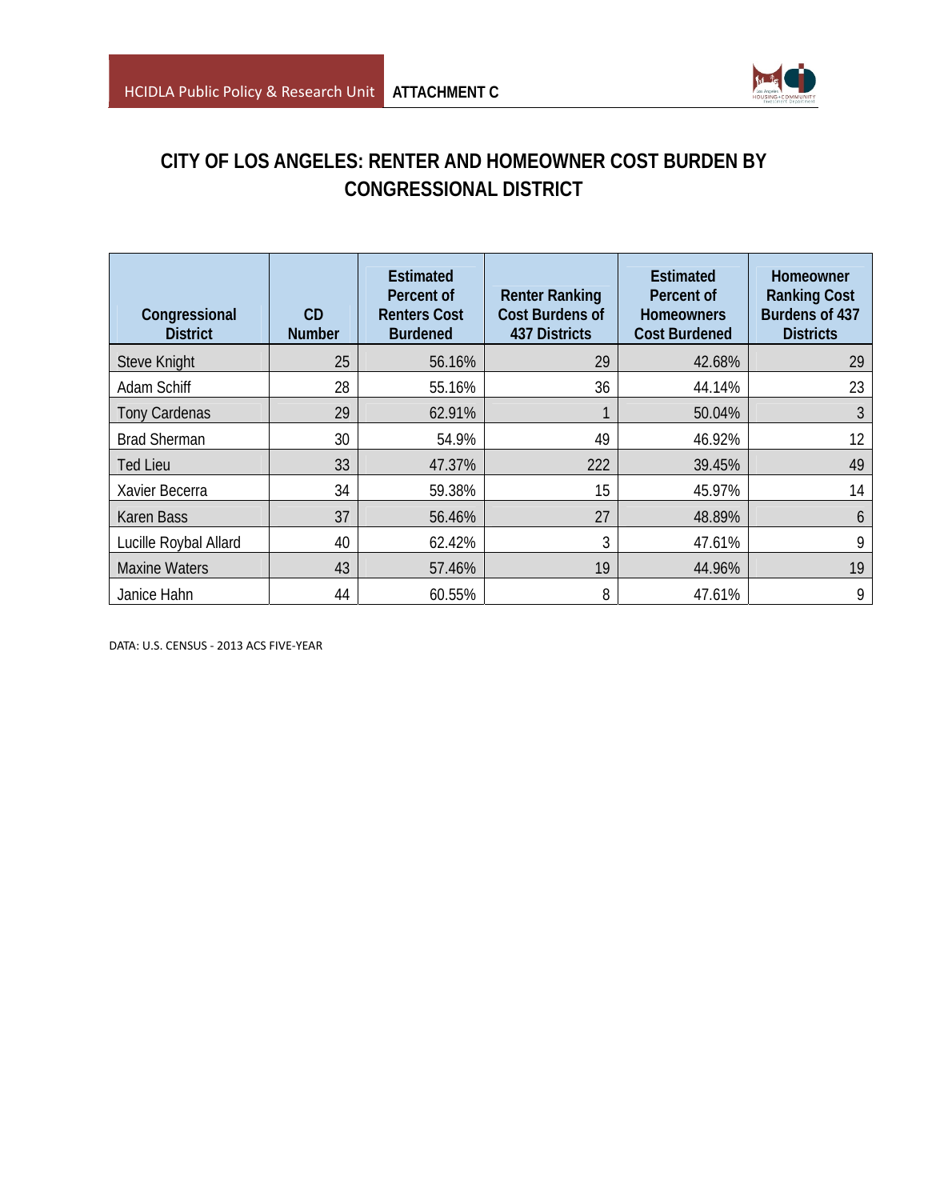HCIDLA Public Policy & Research Unit **ATTACHMENT C**

# CITY OF LOS ANGELES: RENTER AND HOMEOWNER COST BURDEN BY CONGRESSIONAL DISTRICT

| Congressional District | CD Number | Estimated Percent of Renters Cost Burdened | Renter Ranking Cost Burdens of 437 Districts | Estimated Percent of Homeowners Cost Burdened | Homeowner Ranking Cost Burdens of 437 Districts |
|---|---|---|---|---|---|
| Steve Knight | 25 | 56.16% | 29 | 42.68% | 29 |
| Adam Schiff | 28 | 55.16% | 36 | 44.14% | 23 |
| Tony Cardenas | 29 | 62.91% | 1 | 50.04% | 3 |
| Brad Sherman | 30 | 54.9% | 49 | 46.92% | 12 |
| Ted Lieu | 33 | 47.37% | 222 | 39.45% | 49 |
| Xavier Becerra | 34 | 59.38% | 15 | 45.97% | 14 |
| Karen Bass | 37 | 56.46% | 27 | 48.89% | 6 |
| Lucille Roybal Allard | 40 | 62.42% | 3 | 47.61% | 9 |
| Maxine Waters | 43 | 57.46% | 19 | 44.96% | 19 |
| Janice Hahn | 44 | 60.55% | 8 | 47.61% | 9 |

DATA: U.S. CENSUS - 2013 ACS FIVE-YEAR